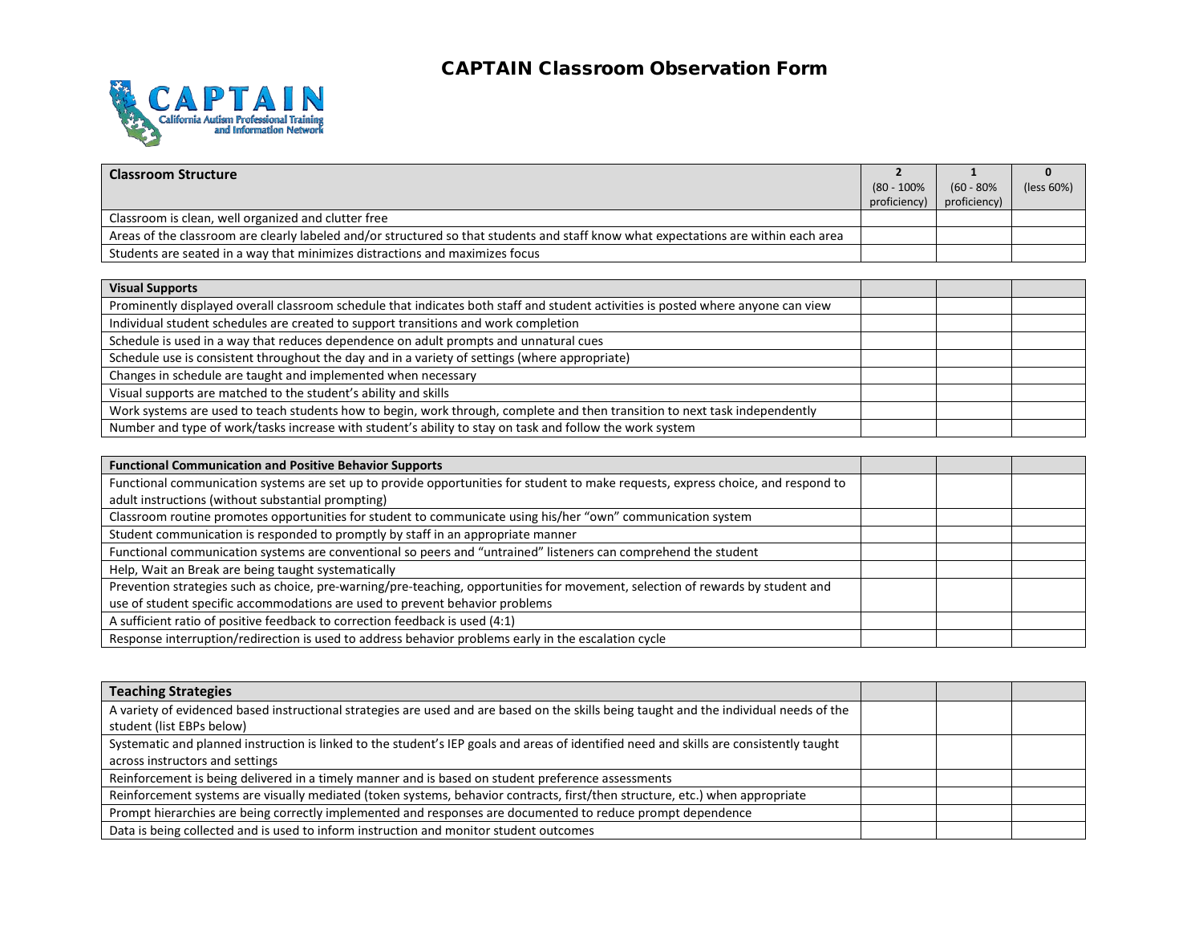# CAPTAIN Classroom Observation Form

CAPTAIN
California Autism Professional Training and Information Network

| Classroom Structure | 2 (80 - 100% proficiency) | 1 (60 - 80% proficiency) | 0 (less 60%) |
|---|---|---|---|
| Classroom is clean, well organized and clutter free | | | |
| Areas of the classroom are clearly labeled and/or structured so that students and staff know what expectations are within each area | | | |
| Students are seated in a way that minimizes distractions and maximizes focus | | | |

| Visual Supports | | | |
|---|---|---|---|
| Prominently displayed overall classroom schedule that indicates both staff and student activities is posted where anyone can view | | | |
| Individual student schedules are created to support transitions and work completion | | | |
| Schedule is used in a way that reduces dependence on adult prompts and unnatural cues | | | |
| Schedule use is consistent throughout the day and in a variety of settings (where appropriate) | | | |
| Changes in schedule are taught and implemented when necessary | | | |
| Visual supports are matched to the student's ability and skills | | | |
| Work systems are used to teach students how to begin, work through, complete and then transition to next task independently | | | |
| Number and type of work/tasks increase with student's ability to stay on task and follow the work system | | | |

| Functional Communication and Positive Behavior Supports | | | |
|---|---|---|---|
| Functional communication systems are set up to provide opportunities for student to make requests, express choice, and respond to adult instructions (without substantial prompting) | | | |
| Classroom routine promotes opportunities for student to communicate using his/her "own" communication system | | | |
| Student communication is responded to promptly by staff in an appropriate manner | | | |
| Functional communication systems are conventional so peers and "untrained" listeners can comprehend the student | | | |
| Help, Wait an Break are being taught systematically | | | |
| Prevention strategies such as choice, pre-warning/pre-teaching, opportunities for movement, selection of rewards by student and use of student specific accommodations are used to prevent behavior problems | | | |
| A sufficient ratio of positive feedback to correction feedback is used (4:1) | | | |
| Response interruption/redirection is used to address behavior problems early in the escalation cycle | | | |

| Teaching Strategies | | | |
|---|---|---|---|
| A variety of evidenced based instructional strategies are used and are based on the skills being taught and the individual needs of the student (list EBPs below) | | | |
| Systematic and planned instruction is linked to the student's IEP goals and areas of identified need and skills are consistently taught across instructors and settings | | | |
| Reinforcement is being delivered in a timely manner and is based on student preference assessments | | | |
| Reinforcement systems are visually mediated (token systems, behavior contracts, first/then structure, etc.) when appropriate | | | |
| Prompt hierarchies are being correctly implemented and responses are documented to reduce prompt dependence | | | |
| Data is being collected and is used to inform instruction and monitor student outcomes | | | |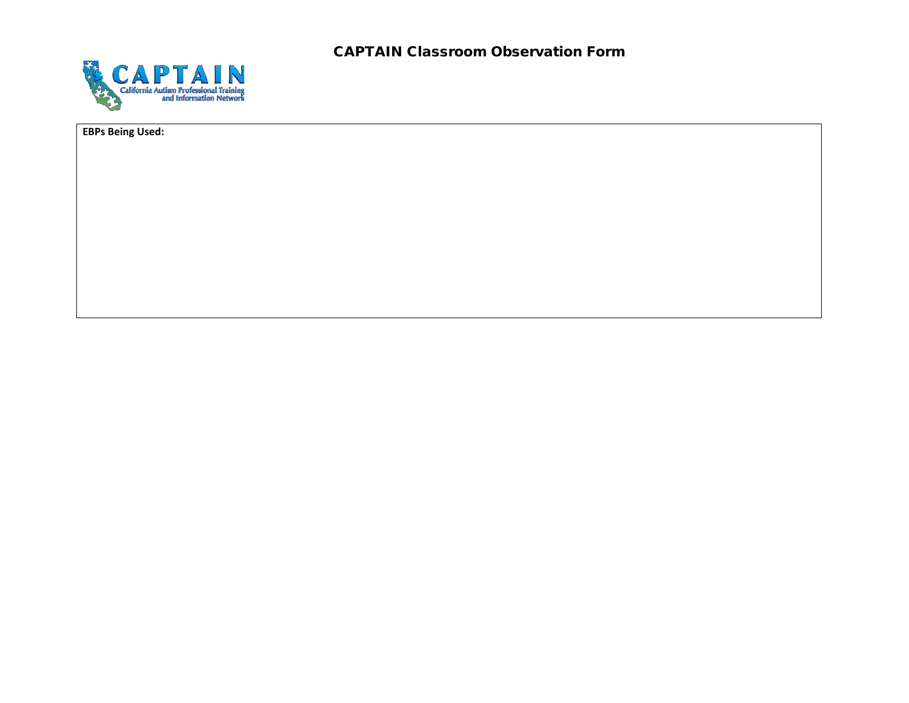# CAPTAIN Classroom Observation Form

CAPTAIN
California Autism Professional Training and Information Network

**EBPs Being Used:**